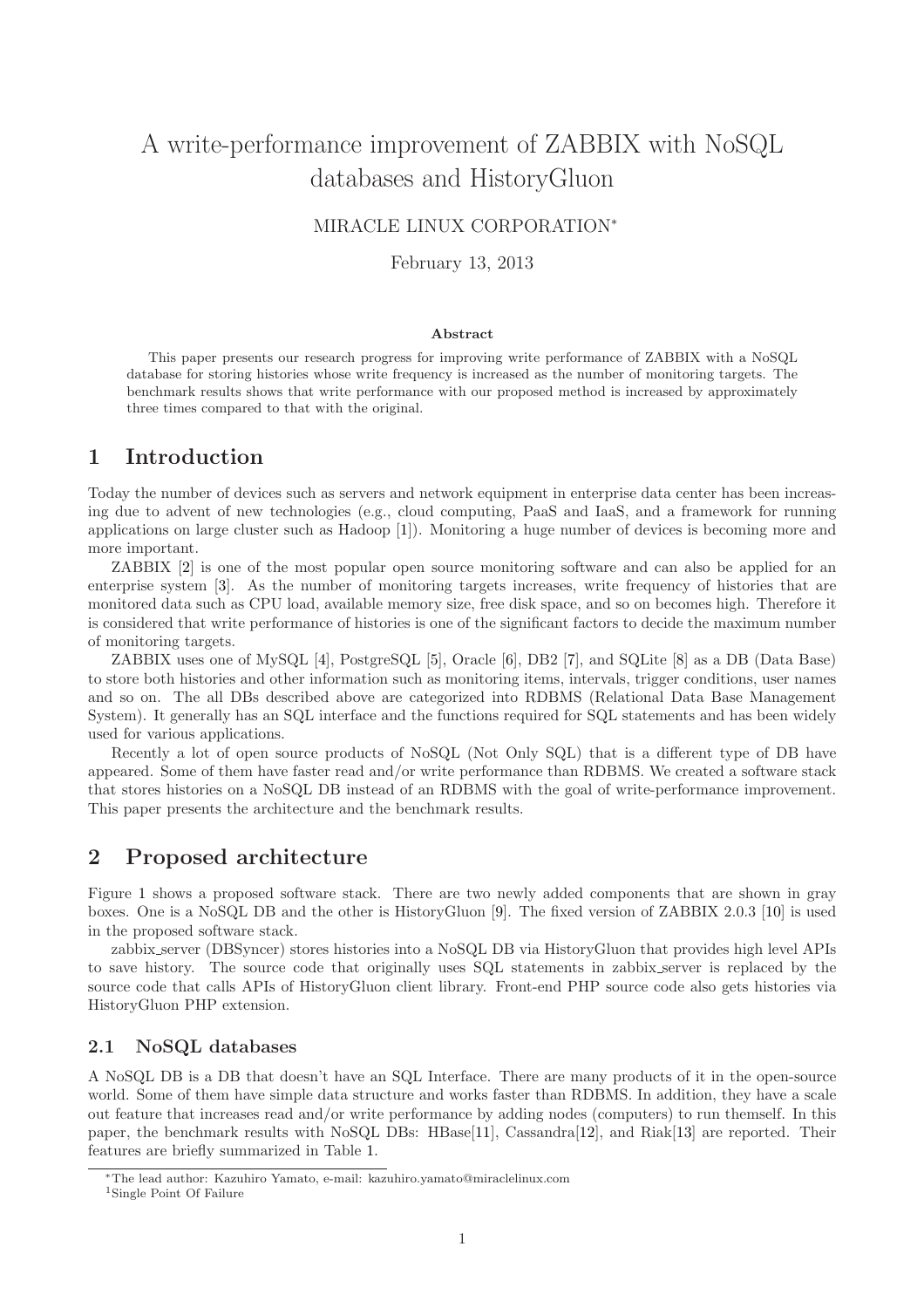# A write-performance improvement of ZABBIX with NoSQL databases and HistoryGluon

MIRACLE LINUX CORPORATION*

February 13, 2013

**Abstract**

This paper presents our research progress for improving write performance of ZABBIX with a NoSQL database for storing histories whose write frequency is increased as the number of monitoring targets. The benchmark results shows that write performance with our proposed method is increased by approximately three times compared to that with the original.

## 1 Introduction

Today the number of devices such as servers and network equipment in enterprise data center has been increasing due to advent of new technologies (e.g., cloud computing, PaaS and IaaS, and a framework for running applications on large cluster such as Hadoop [1]). Monitoring a huge number of devices is becoming more and more important.

ZABBIX [2] is one of the most popular open source monitoring software and can also be applied for an enterprise system [3]. As the number of monitoring targets increases, write frequency of histories that are monitored data such as CPU load, available memory size, free disk space, and so on becomes high. Therefore it is considered that write performance of histories is one of the significant factors to decide the maximum number of monitoring targets.

ZABBIX uses one of MySQL [4], PostgreSQL [5], Oracle [6], DB2 [7], and SQLite [8] as a DB (Data Base) to store both histories and other information such as monitoring items, intervals, trigger conditions, user names and so on. The all DBs described above are categorized into RDBMS (Relational Data Base Management System). It generally has an SQL interface and the functions required for SQL statements and has been widely used for various applications.

Recently a lot of open source products of NoSQL (Not Only SQL) that is a different type of DB have appeared. Some of them have faster read and/or write performance than RDBMS. We created a software stack that stores histories on a NoSQL DB instead of an RDBMS with the goal of write-performance improvement. This paper presents the architecture and the benchmark results.

## 2 Proposed architecture

Figure 1 shows a proposed software stack. There are two newly added components that are shown in gray boxes. One is a NoSQL DB and the other is HistoryGluon [9]. The fixed version of ZABBIX 2.0.3 [10] is used in the proposed software stack.

zabbix_server (DBSyncer) stores histories into a NoSQL DB via HistoryGluon that provides high level APIs to save history. The source code that originally uses SQL statements in zabbix_server is replaced by the source code that calls APIs of HistoryGluon client library. Front-end PHP source code also gets histories via HistoryGluon PHP extension.

### 2.1 NoSQL databases

A NoSQL DB is a DB that doesn't have an SQL Interface. There are many products of it in the open-source world. Some of them have simple data structure and works faster than RDBMS. In addition, they have a scale out feature that increases read and/or write performance by adding nodes (computers) to run themself. In this paper, the benchmark results with NoSQL DBs: HBase[11], Cassandra[12], and Riak[13] are reported. Their features are briefly summarized in Table 1.

*The lead author: Kazuhiro Yamato, e-mail: kazuhiro.yamato@miraclelinux.com

[1]Single Point Of Failure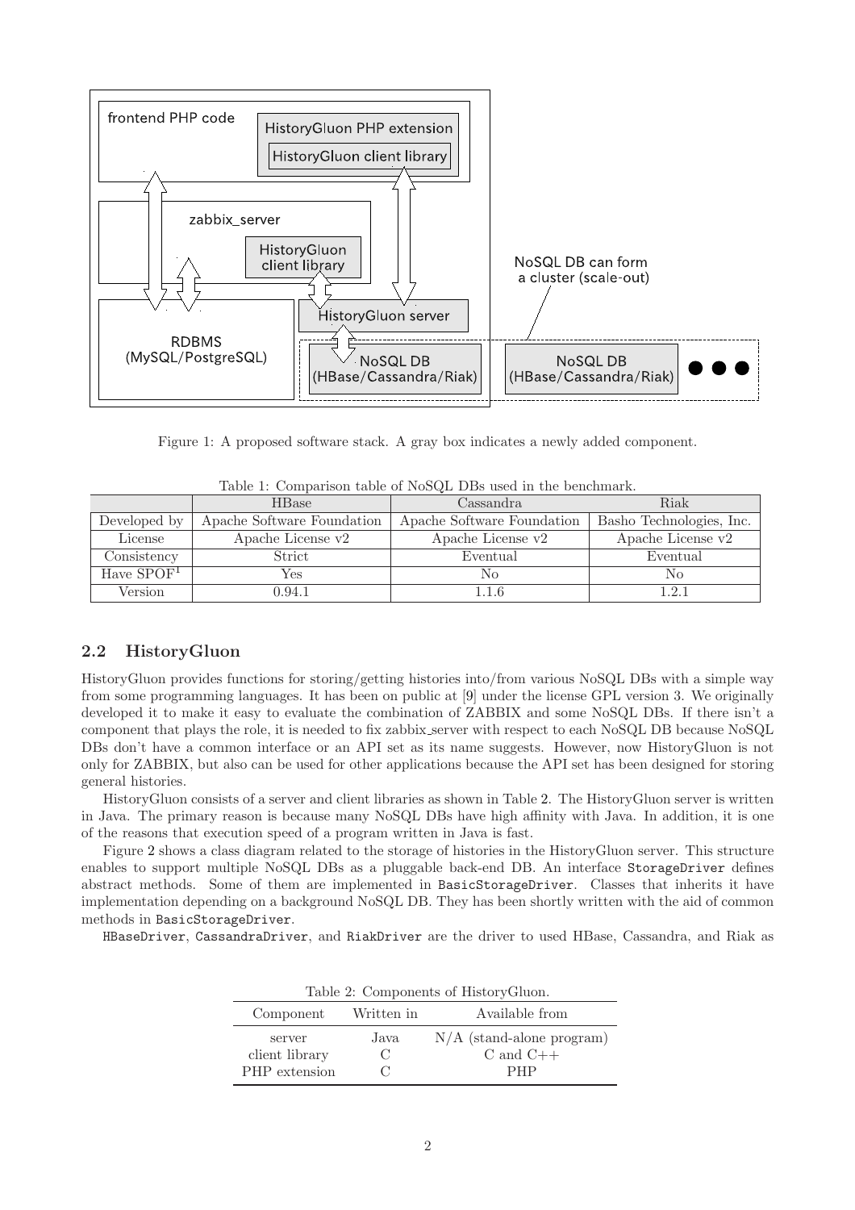Figure 1: A proposed software stack. A gray box indicates a newly added component.

Table 1: Comparison table of NoSQL DBs used in the benchmark.

| | HBase | Cassandra | Riak |
|---|---|---|---|
| Developed by | Apache Software Foundation | Apache Software Foundation | Basho Technologies, Inc. |
| License | Apache License v2 | Apache License v2 | Apache License v2 |
| Consistency | Strict | Eventual | Eventual |
| Have SPOF[1] | Yes | No | No |
| Version | 0.94.1 | 1.1.6 | 1.2.1 |

## 2.2 HistoryGluon

HistoryGluon provides functions for storing/getting histories into/from various NoSQL DBs with a simple way from some programming languages. It has been on public at [9] under the license GPL version 3. We originally developed it to make it easy to evaluate the combination of ZABBIX and some NoSQL DBs. If there isn't a component that plays the role, it is needed to fix zabbix_server with respect to each NoSQL DB because NoSQL DBs don't have a common interface or an API set as its name suggests. However, now HistoryGluon is not only for ZABBIX, but also can be used for other applications because the API set has been designed for storing general histories.

HistoryGluon consists of a server and client libraries as shown in Table 2. The HistoryGluon server is written in Java. The primary reason is because many NoSQL DBs have high affinity with Java. In addition, it is one of the reasons that execution speed of a program written in Java is fast.

Figure 2 shows a class diagram related to the storage of histories in the HistoryGluon server. This structure enables to support multiple NoSQL DBs as a pluggable back-end DB. An interface `StorageDriver` defines abstract methods. Some of them are implemented in `BasicStorageDriver`. Classes that inherits it have implementation depending on a background NoSQL DB. They has been shortly written with the aid of common methods in `BasicStorageDriver`.

`HBaseDriver`, `CassandraDriver`, and `RiakDriver` are the driver to used HBase, Cassandra, and Riak as

Table 2: Components of HistoryGluon.

| Component | Written in | Available from |
|---|---|---|
| server | Java | N/A (stand-alone program) |
| client library | C | C and C++ |
| PHP extension | C | PHP |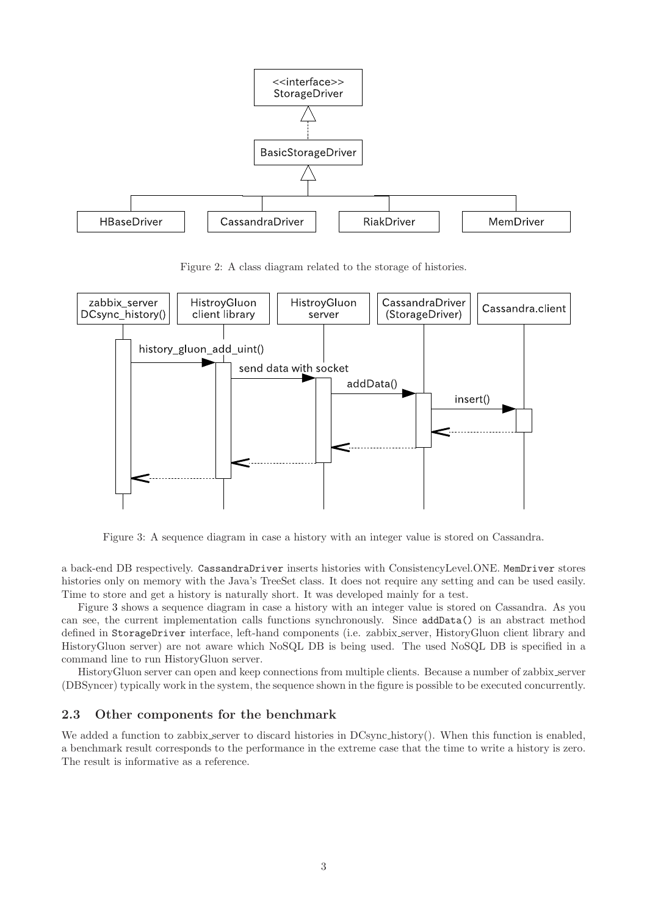Figure 2: A class diagram related to the storage of histories.

Figure 3: A sequence diagram in case a history with an integer value is stored on Cassandra.

a back-end DB respectively. `CassandraDriver` inserts histories with ConsistencyLevel.ONE. `MemDriver` stores histories only on memory with the Java's TreeSet class. It does not require any setting and can be used easily. Time to store and get a history is naturally short. It was developed mainly for a test.

Figure 3 shows a sequence diagram in case a history with an integer value is stored on Cassandra. As you can see, the current implementation calls functions synchronously. Since `addData()` is an abstract method defined in `StorageDriver` interface, left-hand components (i.e. zabbix_server, HistoryGluon client library and HistoryGluon server) are not aware which NoSQL DB is being used. The used NoSQL DB is specified in a command line to run HistoryGluon server.

HistoryGluon server can open and keep connections from multiple clients. Because a number of zabbix_server (DBSyncer) typically work in the system, the sequence shown in the figure is possible to be executed concurrently.

### 2.3 Other components for the benchmark

We added a function to zabbix_server to discard histories in DCsync_history(). When this function is enabled, a benchmark result corresponds to the performance in the extreme case that the time to write a history is zero. The result is informative as a reference.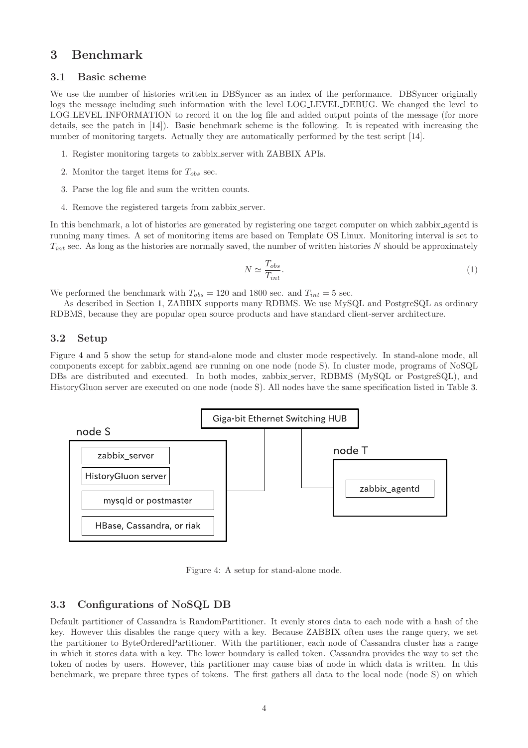## 3 Benchmark

### 3.1 Basic scheme

We use the number of histories written in DBSyncer as an index of the performance. DBSyncer originally logs the message including such information with the level LOG_LEVEL_DEBUG. We changed the level to LOG_LEVEL_INFORMATION to record it on the log file and added output points of the message (for more details, see the patch in [14]). Basic benchmark scheme is the following. It is repeated with increasing the number of monitoring targets. Actually they are automatically performed by the test script [14].

1. Register monitoring targets to zabbix_server with ZABBIX APIs.
2. Monitor the target items for $T_{obs}$ sec.
3. Parse the log file and sum the written counts.
4. Remove the registered targets from zabbix_server.

In this benchmark, a lot of histories are generated by registering one target computer on which zabbix_agentd is running many times. A set of monitoring items are based on Template OS Linux. Monitoring interval is set to $T_{int}$ sec. As long as the histories are normally saved, the number of written histories $N$ should be approximately

$$N \simeq \frac{T_{obs}}{T_{int}}. \tag{1}$$

We performed the benchmark with $T_{obs} = 120$ and 1800 sec. and $T_{int} = 5$ sec.

As described in Section 1, ZABBIX supports many RDBMS. We use MySQL and PostgreSQL as ordinary RDBMS, because they are popular open source products and have standard client-server architecture.

### 3.2 Setup

Figure 4 and 5 show the setup for stand-alone mode and cluster mode respectively. In stand-alone mode, all components except for zabbix_agend are running on one node (node S). In cluster mode, programs of NoSQL DBs are distributed and executed. In both modes, zabbix_server, RDBMS (MySQL or PostgreSQL), and HistoryGluon server are executed on one node (node S). All nodes have the same specification listed in Table 3.

Figure 4: A setup for stand-alone mode.

### 3.3 Configurations of NoSQL DB

Default partitioner of Cassandra is RandomPartitioner. It evenly stores data to each node with a hash of the key. However this disables the range query with a key. Because ZABBIX often uses the range query, we set the partitioner to ByteOrderedPartitioner. With the partitioner, each node of Cassandra cluster has a range in which it stores data with a key. The lower boundary is called token. Cassandra provides the way to set the token of nodes by users. However, this partitioner may cause bias of node in which data is written. In this benchmark, we prepare three types of tokens. The first gathers all data to the local node (node S) on which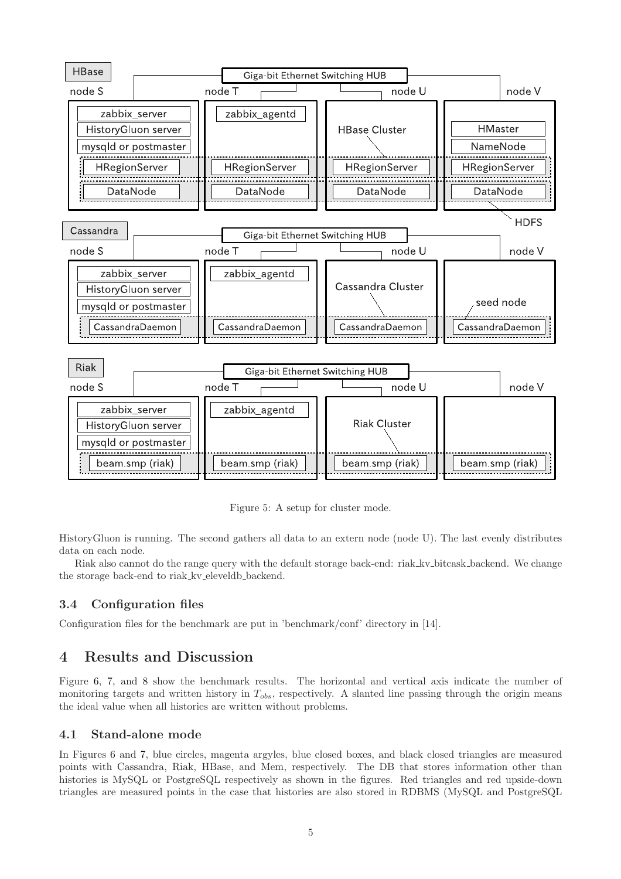Figure 5: A setup for cluster mode.

HistoryGluon is running. The second gathers all data to an extern node (node U). The last evenly distributes data on each node.

Riak also cannot do the range query with the default storage back-end: riak_kv_bitcask_backend. We change the storage back-end to riak_kv_eleveldb_backend.

### 3.4 Configuration files

Configuration files for the benchmark are put in 'benchmark/conf' directory in [14].

## 4 Results and Discussion

Figure 6, 7, and 8 show the benchmark results. The horizontal and vertical axis indicate the number of monitoring targets and written history in $T_{obs}$, respectively. A slanted line passing through the origin means the ideal value when all histories are written without problems.

### 4.1 Stand-alone mode

In Figures 6 and 7, blue circles, magenta argyles, blue closed boxes, and black closed triangles are measured points with Cassandra, Riak, HBase, and Mem, respectively. The DB that stores information other than histories is MySQL or PostgreSQL respectively as shown in the figures. Red triangles and red upside-down triangles are measured points in the case that histories are also stored in RDBMS (MySQL and PostgreSQL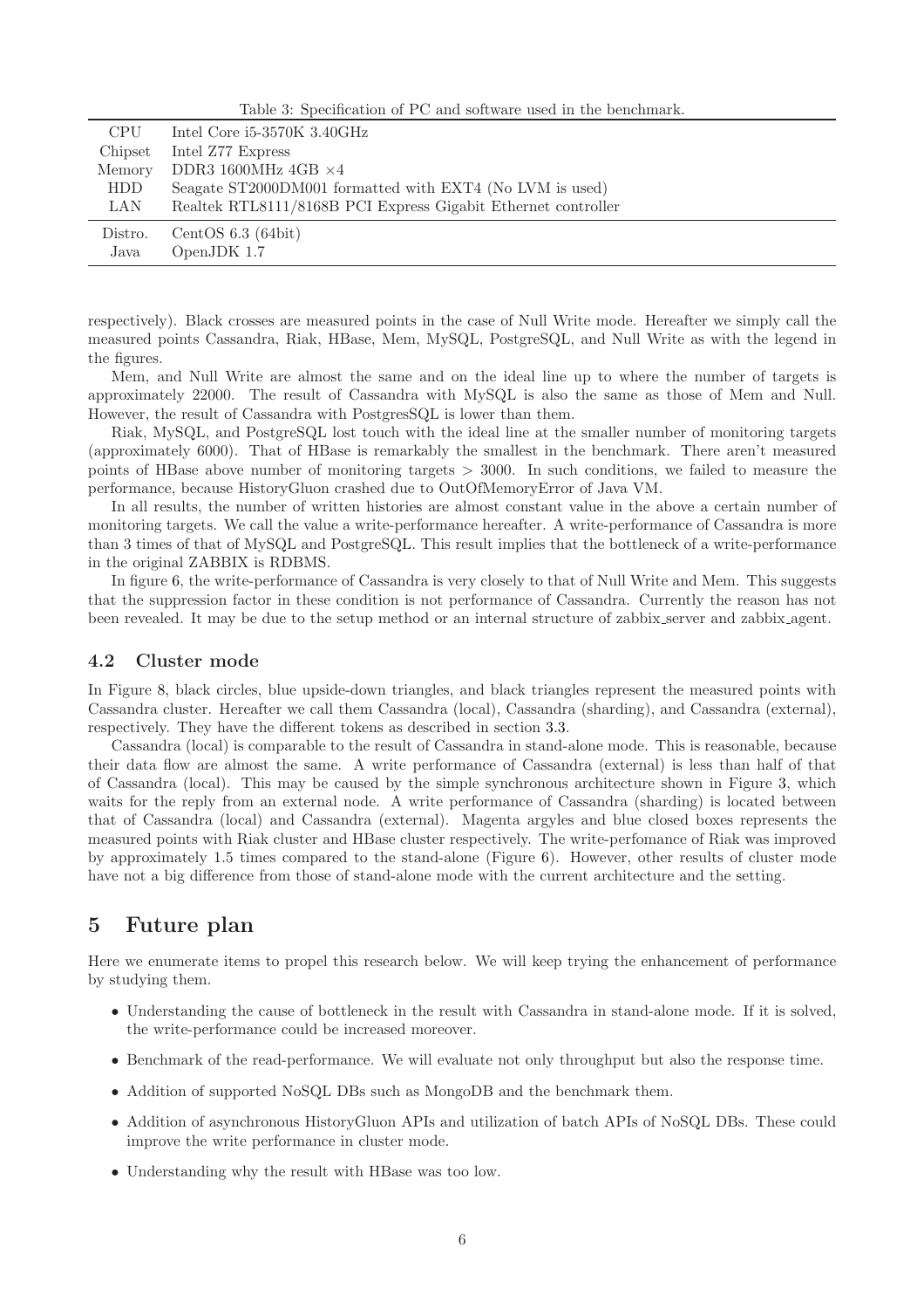Table 3: Specification of PC and software used in the benchmark.

| | |
|---|---|
| CPU | Intel Core i5-3570K 3.40GHz |
| Chipset | Intel Z77 Express |
| Memory | DDR3 1600MHz 4GB $\times 4$ |
| HDD | Seagate ST2000DM001 formatted with EXT4 (No LVM is used) |
| LAN | Realtek RTL8111/8168B PCI Express Gigabit Ethernet controller |
| Distro. | CentOS 6.3 (64bit) |
| Java | OpenJDK 1.7 |

respectively). Black crosses are measured points in the case of Null Write mode. Hereafter we simply call the measured points Cassandra, Riak, HBase, Mem, MySQL, PostgreSQL, and Null Write as with the legend in the figures.

Mem, and Null Write are almost the same and on the ideal line up to where the number of targets is approximately 22000. The result of Cassandra with MySQL is also the same as those of Mem and Null. However, the result of Cassandra with PostgresSQL is lower than them.

Riak, MySQL, and PostgreSQL lost touch with the ideal line at the smaller number of monitoring targets (approximately 6000). That of HBase is remarkably the smallest in the benchmark. There aren't measured points of HBase above number of monitoring targets $> 3000$. In such conditions, we failed to measure the performance, because HistoryGluon crashed due to OutOfMemoryError of Java VM.

In all results, the number of written histories are almost constant value in the above a certain number of monitoring targets. We call the value a write-performance hereafter. A write-performance of Cassandra is more than 3 times of that of MySQL and PostgreSQL. This result implies that the bottleneck of a write-performance in the original ZABBIX is RDBMS.

In figure 6, the write-performance of Cassandra is very closely to that of Null Write and Mem. This suggests that the suppression factor in these condition is not performance of Cassandra. Currently the reason has not been revealed. It may be due to the setup method or an internal structure of zabbix_server and zabbix_agent.

### 4.2 Cluster mode

In Figure 8, black circles, blue upside-down triangles, and black triangles represent the measured points with Cassandra cluster. Hereafter we call them Cassandra (local), Cassandra (sharding), and Cassandra (external), respectively. They have the different tokens as described in section 3.3.

Cassandra (local) is comparable to the result of Cassandra in stand-alone mode. This is reasonable, because their data flow are almost the same. A write performance of Cassandra (external) is less than half of that of Cassandra (local). This may be caused by the simple synchronous architecture shown in Figure 3, which waits for the reply from an external node. A write performance of Cassandra (sharding) is located between that of Cassandra (local) and Cassandra (external). Magenta argyles and blue closed boxes represents the measured points with Riak cluster and HBase cluster respectively. The write-perfomance of Riak was improved by approximately 1.5 times compared to the stand-alone (Figure 6). However, other results of cluster mode have not a big difference from those of stand-alone mode with the current architecture and the setting.

## 5 Future plan

Here we enumerate items to propel this research below. We will keep trying the enhancement of performance by studying them.

- Understanding the cause of bottleneck in the result with Cassandra in stand-alone mode. If it is solved, the write-performance could be increased moreover.
- Benchmark of the read-performance. We will evaluate not only throughput but also the response time.
- Addition of supported NoSQL DBs such as MongoDB and the benchmark them.
- Addition of asynchronous HistoryGluon APIs and utilization of batch APIs of NoSQL DBs. These could improve the write performance in cluster mode.
- Understanding why the result with HBase was too low.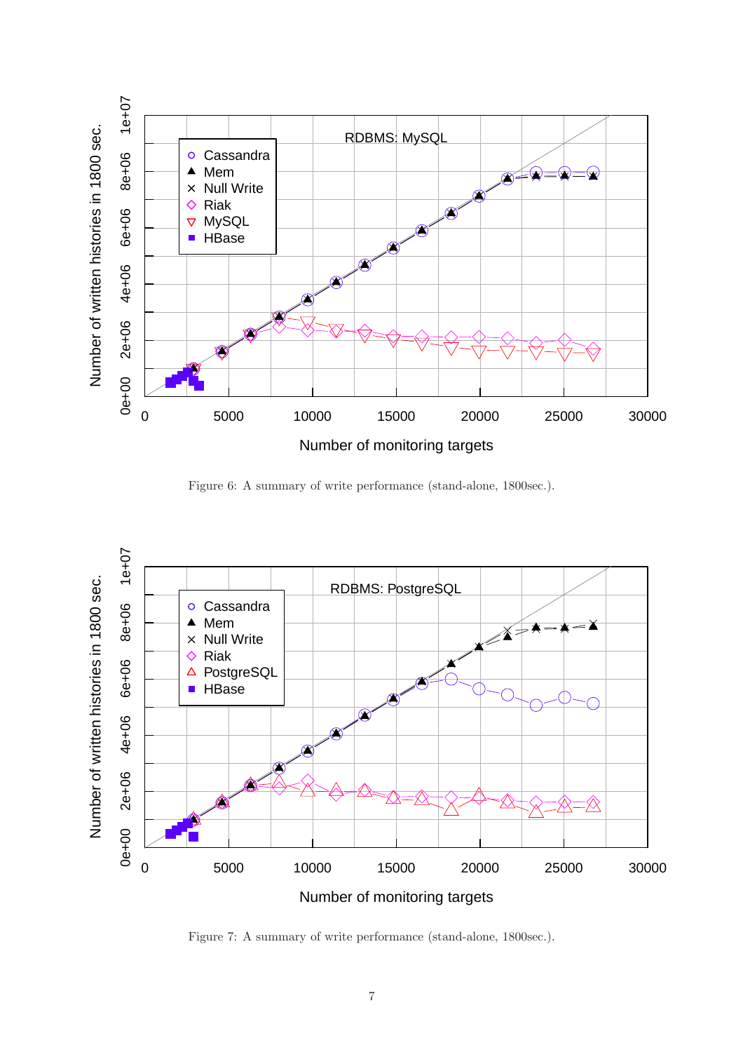Figure 6: A summary of write performance (stand-alone, 1800sec.).

Figure 7: A summary of write performance (stand-alone, 1800sec.).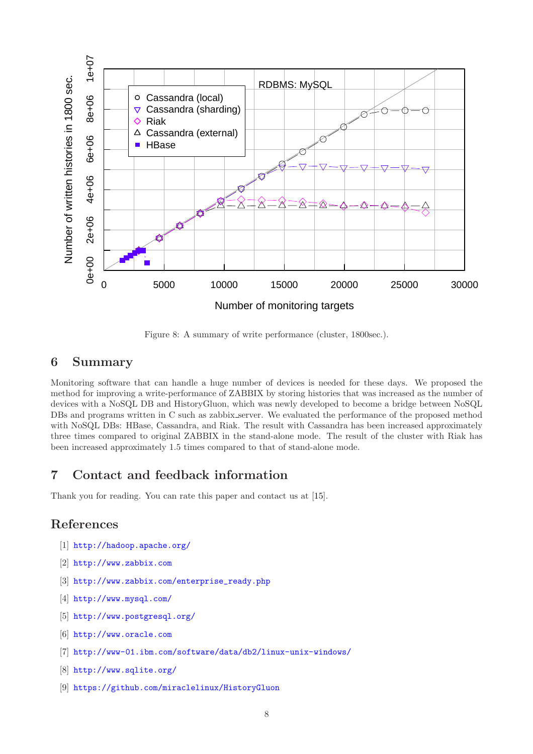Figure 8: A summary of write performance (cluster, 1800sec.).

## 6 Summary

Monitoring software that can handle a huge number of devices is needed for these days. We proposed the method for improving a write-performance of ZABBIX by storing histories that was increased as the number of devices with a NoSQL DB and HistoryGluon, which was newly developed to become a bridge between NoSQL DBs and programs written in C such as zabbix_server. We evaluated the performance of the proposed method with NoSQL DBs: HBase, Cassandra, and Riak. The result with Cassandra has been increased approximately three times compared to original ZABBIX in the stand-alone mode. The result of the cluster with Riak has been increased approximately 1.5 times compared to that of stand-alone mode.

## 7 Contact and feedback information

Thank you for reading. You can rate this paper and contact us at [15].

## References

[1] http://hadoop.apache.org/

[2] http://www.zabbix.com

[3] http://www.zabbix.com/enterprise_ready.php

[4] http://www.mysql.com/

[5] http://www.postgresql.org/

[6] http://www.oracle.com

[7] http://www-01.ibm.com/software/data/db2/linux-unix-windows/

[8] http://www.sqlite.org/

[9] https://github.com/miraclelinux/HistoryGluon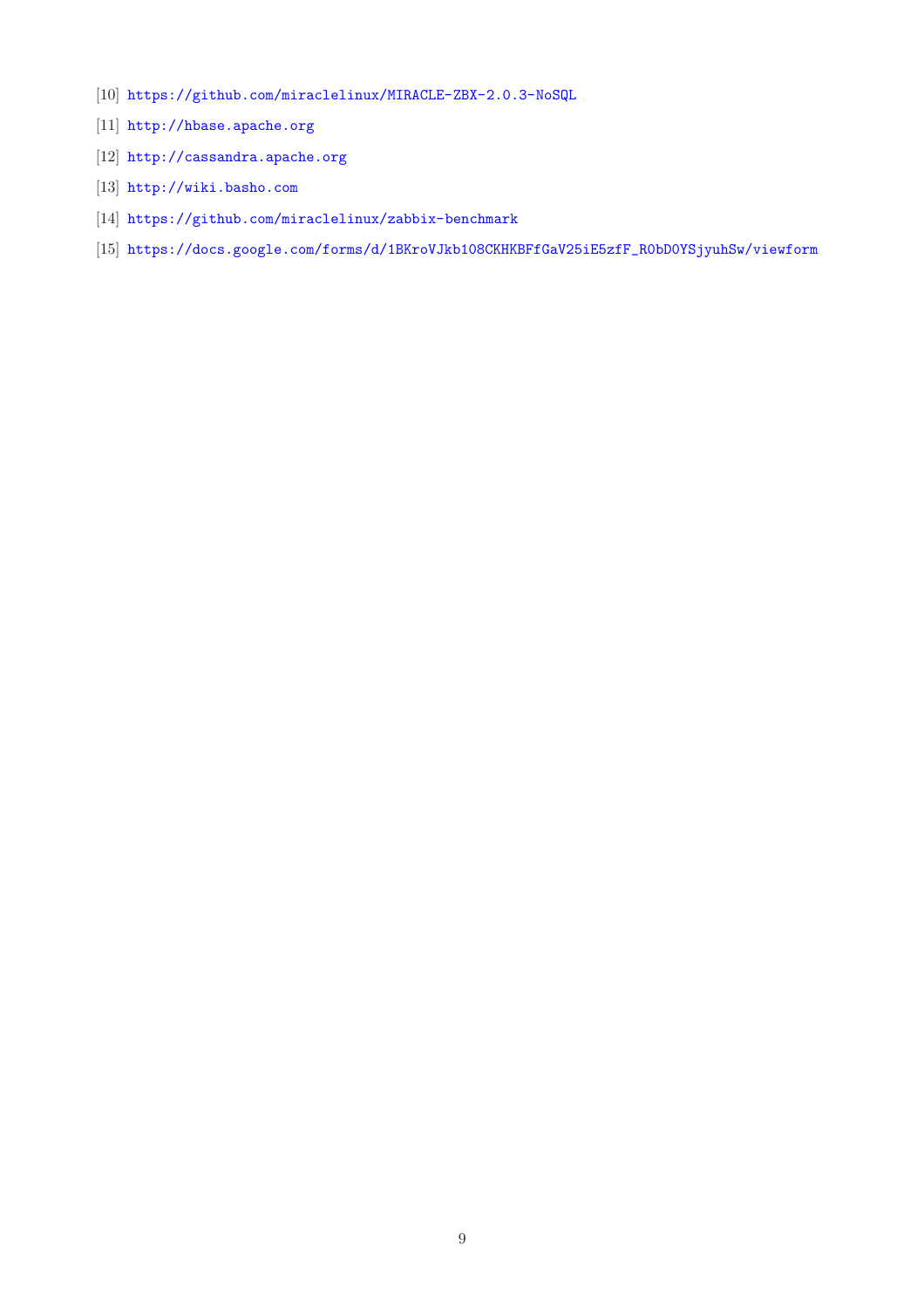[10] https://github.com/miraclelinux/MIRACLE-ZBX-2.0.3-NoSQL

[11] http://hbase.apache.org

[12] http://cassandra.apache.org

[13] http://wiki.basho.com

[14] https://github.com/miraclelinux/zabbix-benchmark

[15] https://docs.google.com/forms/d/1BKroVJkb108CKHKBFfGaV25iE5zfF_R0bD0YSjyuhSw/viewform